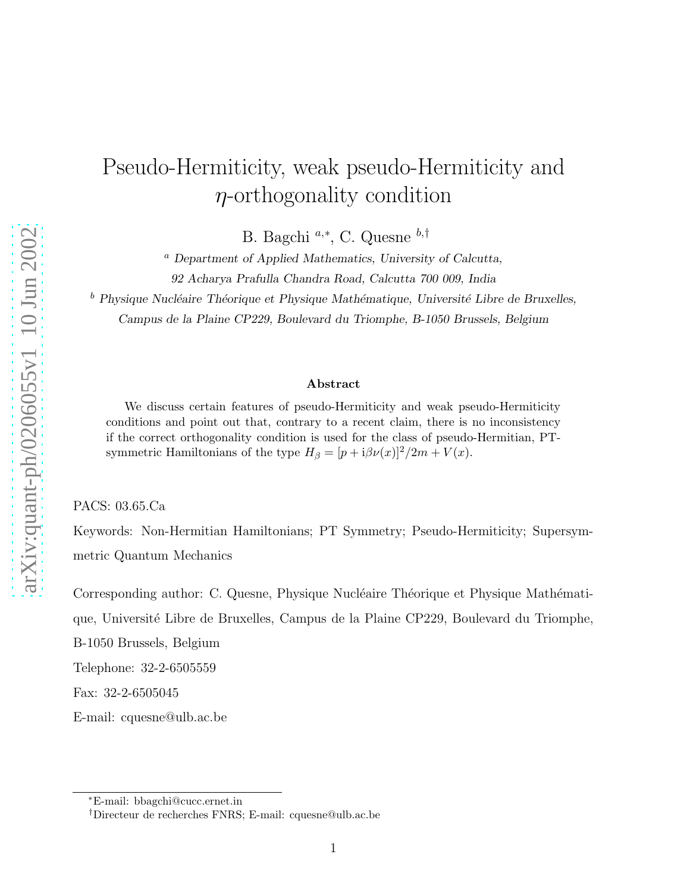# Pseudo-Hermiticity, weak pseudo-Hermiticity and $\eta$-orthogonality condition

B. Bagchi [a,*], C. Quesne [b,†]

[a] *Department of Applied Mathematics, University of Calcutta, 92 Acharya Prafulla Chandra Road, Calcutta 700 009, India*

[b] *Physique Nucléaire Théorique et Physique Mathématique, Université Libre de Bruxelles, Campus de la Plaine CP229, Boulevard du Triomphe, B-1050 Brussels, Belgium*

### Abstract

We discuss certain features of pseudo-Hermiticity and weak pseudo-Hermiticity conditions and point out that, contrary to a recent claim, there is no inconsistency if the correct orthogonality condition is used for the class of pseudo-Hermitian, PT-symmetric Hamiltonians of the type $H_\beta = [p + \mathrm{i}\beta\nu(x)]^2/2m + V(x)$.

PACS: 03.65.Ca

Keywords: Non-Hermitian Hamiltonians; PT Symmetry; Pseudo-Hermiticity; Supersymmetric Quantum Mechanics

Corresponding author: C. Quesne, Physique Nucléaire Théorique et Physique Mathématique, Université Libre de Bruxelles, Campus de la Plaine CP229, Boulevard du Triomphe, B-1050 Brussels, Belgium

Telephone: 32-2-6505559

Fax: 32-2-6505045

E-mail: cquesne@ulb.ac.be

---

[*] E-mail: bbagchi@cucc.ernet.in

[†] Directeur de recherches FNRS; E-mail: cquesne@ulb.ac.be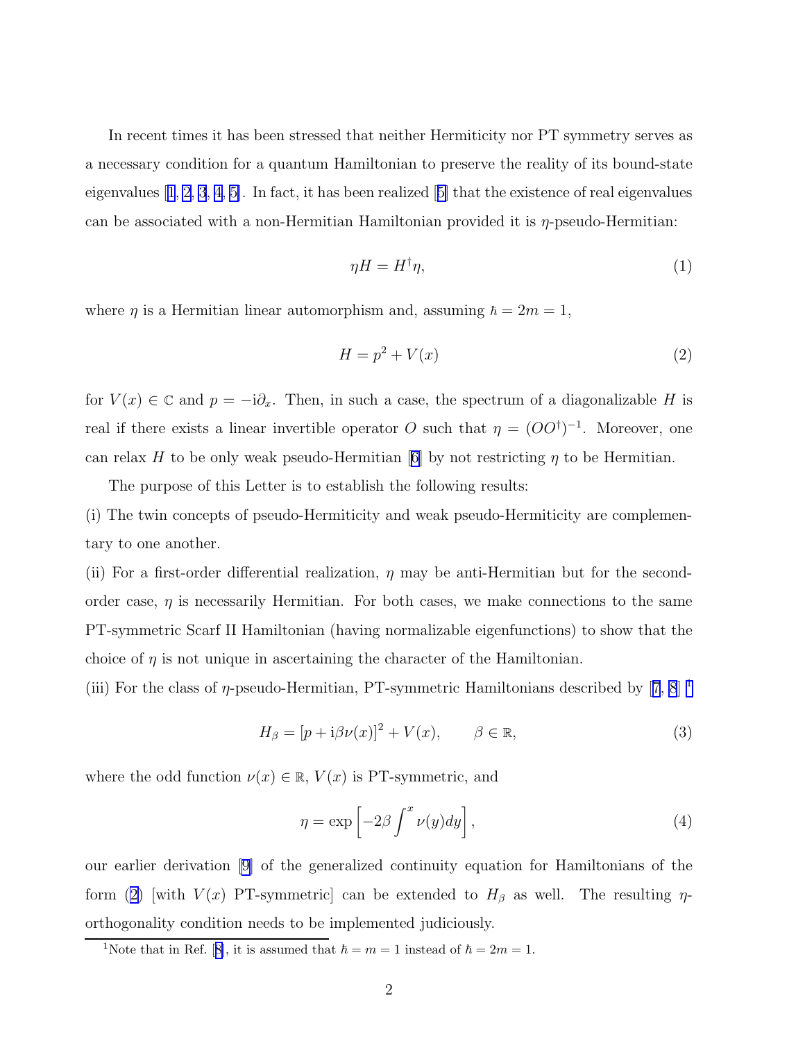In recent times it has been stressed that neither Hermiticity nor PT symmetry serves as a necessary condition for a quantum Hamiltonian to preserve the reality of its bound-state eigenvalues [1, 2, 3, 4, 5]. In fact, it has been realized [5] that the existence of real eigenvalues can be associated with a non-Hermitian Hamiltonian provided it is $\eta$-pseudo-Hermitian:

$$\eta H = H^{\dagger}\eta, \tag{1}$$

where $\eta$ is a Hermitian linear automorphism and, assuming $\hbar = 2m = 1$,

$$H = p^2 + V(x) \tag{2}$$

for $V(x) \in \mathbb{C}$ and $p = -\mathrm{i}\partial_x$. Then, in such a case, the spectrum of a diagonalizable $H$ is real if there exists a linear invertible operator $O$ such that $\eta = (OO^{\dagger})^{-1}$. Moreover, one can relax $H$ to be only weak pseudo-Hermitian [6] by not restricting $\eta$ to be Hermitian.

The purpose of this Letter is to establish the following results:

(i) The twin concepts of pseudo-Hermiticity and weak pseudo-Hermiticity are complementary to one another.

(ii) For a first-order differential realization, $\eta$ may be anti-Hermitian but for the second-order case, $\eta$ is necessarily Hermitian. For both cases, we make connections to the same PT-symmetric Scarf II Hamiltonian (having normalizable eigenfunctions) to show that the choice of $\eta$ is not unique in ascertaining the character of the Hamiltonian.

(iii) For the class of $\eta$-pseudo-Hermitian, PT-symmetric Hamiltonians described by [7, 8] [1]

$$H_\beta = [p + \mathrm{i}\beta\nu(x)]^2 + V(x), \qquad \beta \in \mathbb{R}, \tag{3}$$

where the odd function $\nu(x) \in \mathbb{R}$, $V(x)$ is PT-symmetric, and

$$\eta = \exp\left[-2\beta \int^x \nu(y)dy\right], \tag{4}$$

our earlier derivation [9] of the generalized continuity equation for Hamiltonians of the form (2) [with $V(x)$ PT-symmetric] can be extended to $H_\beta$ as well. The resulting $\eta$-orthogonality condition needs to be implemented judiciously.

[1] Note that in Ref. [8], it is assumed that $\hbar = m = 1$ instead of $\hbar = 2m = 1$.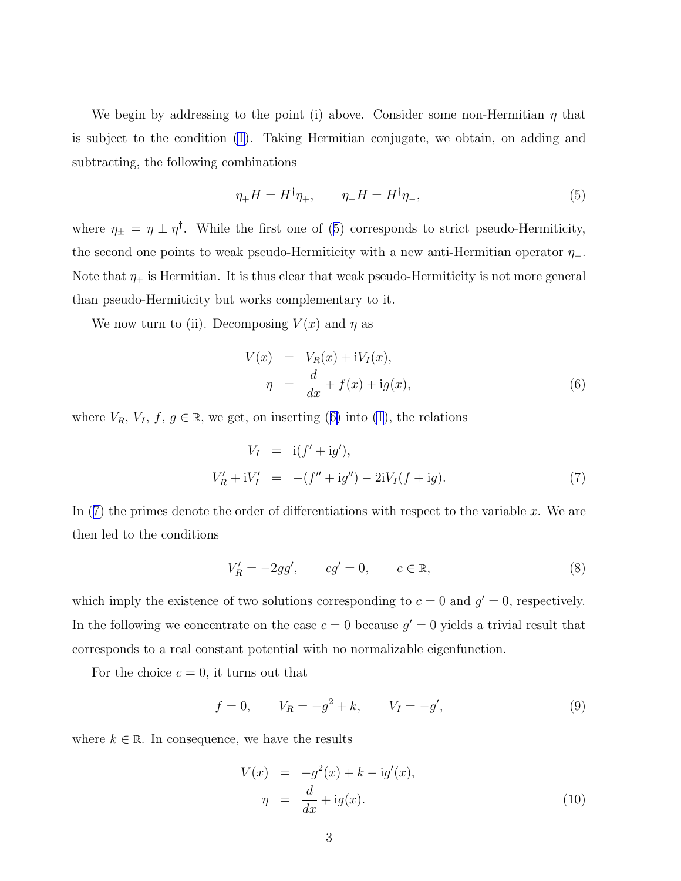We begin by addressing to the point (i) above. Consider some non-Hermitian $\eta$ that is subject to the condition (1). Taking Hermitian conjugate, we obtain, on adding and subtracting, the following combinations

$$\eta_+ H = H^\dagger \eta_+, \qquad \eta_- H = H^\dagger \eta_-, \tag{5}$$

where $\eta_\pm = \eta \pm \eta^\dagger$. While the first one of (5) corresponds to strict pseudo-Hermiticity, the second one points to weak pseudo-Hermiticity with a new anti-Hermitian operator $\eta_-$. Note that $\eta_+$ is Hermitian. It is thus clear that weak pseudo-Hermiticity is not more general than pseudo-Hermiticity but works complementary to it.

We now turn to (ii). Decomposing $V(x)$ and $\eta$ as

$$\begin{aligned} V(x) &= V_R(x) + \mathrm{i}V_I(x), \\ \eta &= \frac{d}{dx} + f(x) + \mathrm{i}g(x), \end{aligned} \tag{6}$$

where $V_R$, $V_I$, $f$, $g \in \mathbb{R}$, we get, on inserting (6) into (1), the relations

$$\begin{aligned} V_I &= \mathrm{i}(f' + \mathrm{i}g'), \\ V_R' + \mathrm{i}V_I' &= -(f'' + \mathrm{i}g'') - 2\mathrm{i}V_I(f + \mathrm{i}g). \end{aligned} \tag{7}$$

In (7) the primes denote the order of differentiations with respect to the variable $x$. We are then led to the conditions

$$V_R' = -2gg', \qquad cg' = 0, \qquad c \in \mathbb{R}, \tag{8}$$

which imply the existence of two solutions corresponding to $c = 0$ and $g' = 0$, respectively. In the following we concentrate on the case $c = 0$ because $g' = 0$ yields a trivial result that corresponds to a real constant potential with no normalizable eigenfunction.

For the choice $c = 0$, it turns out that

$$f = 0, \qquad V_R = -g^2 + k, \qquad V_I = -g', \tag{9}$$

where $k \in \mathbb{R}$. In consequence, we have the results

$$\begin{aligned} V(x) &= -g^2(x) + k - \mathrm{i}g'(x), \\ \eta &= \frac{d}{dx} + \mathrm{i}g(x). \end{aligned} \tag{10}$$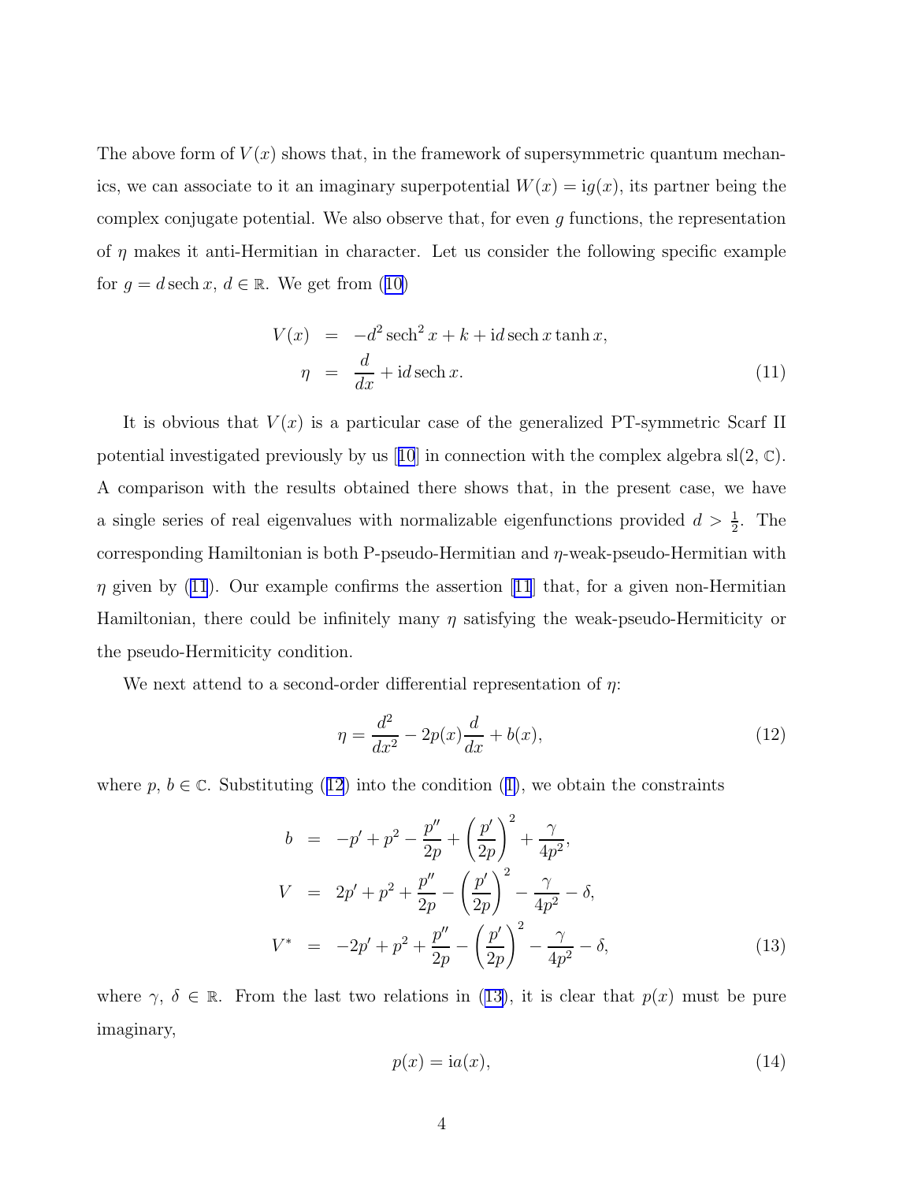The above form of $V(x)$ shows that, in the framework of supersymmetric quantum mechanics, we can associate to it an imaginary superpotential $W(x) = \mathrm{i}g(x)$, its partner being the complex conjugate potential. We also observe that, for even $g$ functions, the representation of $\eta$ makes it anti-Hermitian in character. Let us consider the following specific example for $g = d\,\mathrm{sech}\,x$, $d \in \mathbb{R}$. We get from (10)

$$
\begin{aligned}
V(x) &= -d^2\,\mathrm{sech}^2\,x + k + \mathrm{i}d\,\mathrm{sech}\,x\tanh x, \\
\eta &= \frac{d}{dx} + \mathrm{i}d\,\mathrm{sech}\,x.
\end{aligned} \tag{11}
$$

It is obvious that $V(x)$ is a particular case of the generalized PT-symmetric Scarf II potential investigated previously by us [10] in connection with the complex algebra sl(2, $\mathbb{C}$). A comparison with the results obtained there shows that, in the present case, we have a single series of real eigenvalues with normalizable eigenfunctions provided $d > \frac{1}{2}$. The corresponding Hamiltonian is both P-pseudo-Hermitian and $\eta$-weak-pseudo-Hermitian with $\eta$ given by (11). Our example confirms the assertion [11] that, for a given non-Hermitian Hamiltonian, there could be infinitely many $\eta$ satisfying the weak-pseudo-Hermiticity or the pseudo-Hermiticity condition.

We next attend to a second-order differential representation of $\eta$:

$$
\eta = \frac{d^2}{dx^2} - 2p(x)\frac{d}{dx} + b(x), \tag{12}
$$

where $p$, $b \in \mathbb{C}$. Substituting (12) into the condition (1), we obtain the constraints

$$
\begin{aligned}
b &= -p' + p^2 - \frac{p''}{2p} + \left(\frac{p'}{2p}\right)^2 + \frac{\gamma}{4p^2}, \\
V &= 2p' + p^2 + \frac{p''}{2p} - \left(\frac{p'}{2p}\right)^2 - \frac{\gamma}{4p^2} - \delta, \\
V^* &= -2p' + p^2 + \frac{p''}{2p} - \left(\frac{p'}{2p}\right)^2 - \frac{\gamma}{4p^2} - \delta,
\end{aligned} \tag{13}
$$

where $\gamma$, $\delta \in \mathbb{R}$. From the last two relations in (13), it is clear that $p(x)$ must be pure imaginary,

$$
p(x) = \mathrm{i}a(x), \tag{14}
$$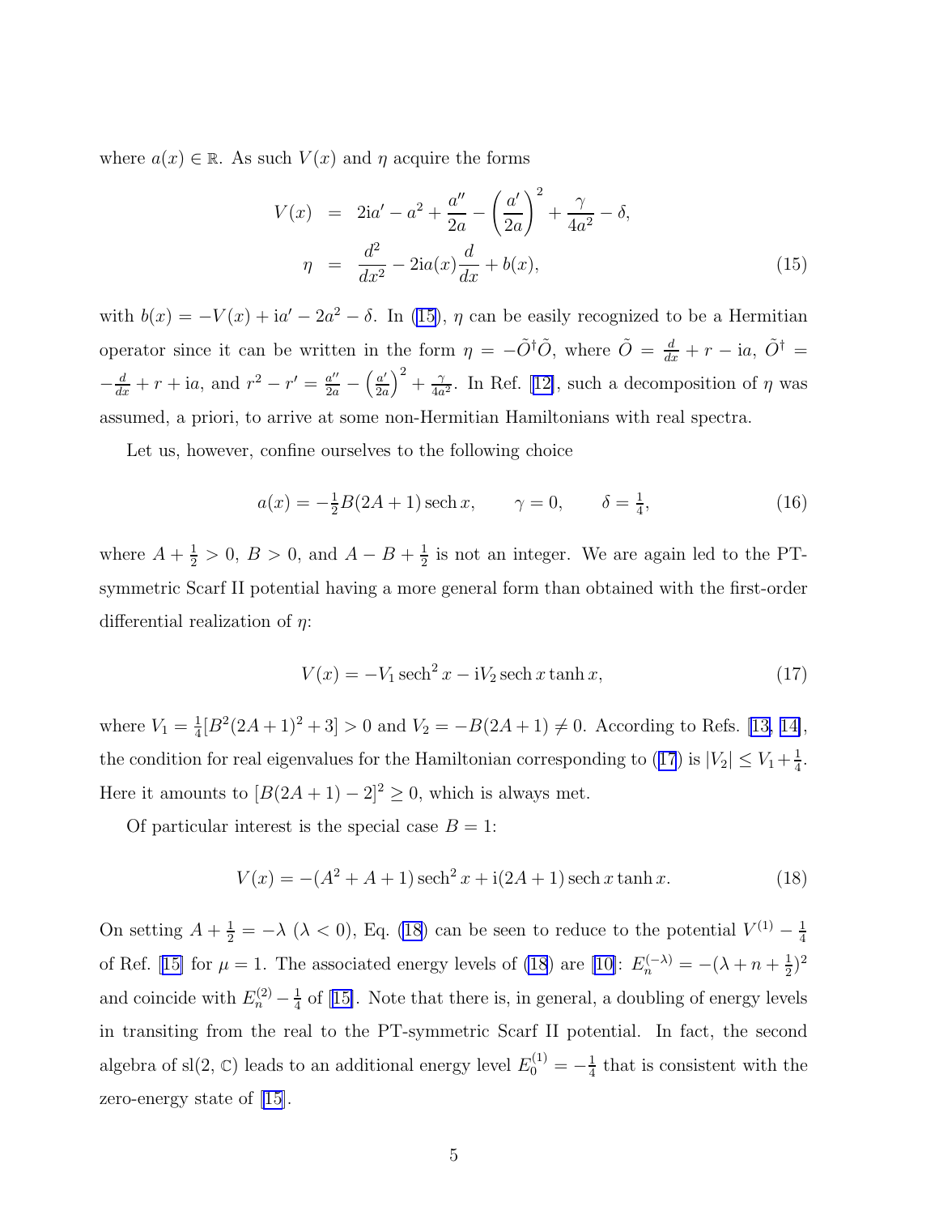where $a(x) \in \mathbb{R}$. As such $V(x)$ and $\eta$ acquire the forms

$$
\begin{aligned}
V(x) &= 2\mathrm{i}a' - a^2 + \frac{a''}{2a} - \left(\frac{a'}{2a}\right)^2 + \frac{\gamma}{4a^2} - \delta, \\
\eta &= \frac{d^2}{dx^2} - 2\mathrm{i}a(x)\frac{d}{dx} + b(x),
\end{aligned}
\tag{15}
$$

with $b(x) = -V(x) + \mathrm{i}a' - 2a^2 - \delta$. In (15), $\eta$ can be easily recognized to be a Hermitian operator since it can be written in the form $\eta = -\tilde{O}^\dagger \tilde{O}$, where $\tilde{O} = \frac{d}{dx} + r - \mathrm{i}a$, $\tilde{O}^\dagger = -\frac{d}{dx} + r + \mathrm{i}a$, and $r^2 - r' = \frac{a''}{2a} - \left(\frac{a'}{2a}\right)^2 + \frac{\gamma}{4a^2}$. In Ref. [12], such a decomposition of $\eta$ was assumed, a priori, to arrive at some non-Hermitian Hamiltonians with real spectra.

Let us, however, confine ourselves to the following choice

$$
a(x) = -\tfrac{1}{2}B(2A+1)\operatorname{sech} x, \qquad \gamma = 0, \qquad \delta = \tfrac{1}{4},
\tag{16}
$$

where $A + \frac{1}{2} > 0$, $B > 0$, and $A - B + \frac{1}{2}$ is not an integer. We are again led to the PT-symmetric Scarf II potential having a more general form than obtained with the first-order differential realization of $\eta$:

$$
V(x) = -V_1 \operatorname{sech}^2 x - \mathrm{i}V_2 \operatorname{sech} x \tanh x,
\tag{17}
$$

where $V_1 = \frac{1}{4}[B^2(2A+1)^2 + 3] > 0$ and $V_2 = -B(2A+1) \neq 0$. According to Refs. [13, 14], the condition for real eigenvalues for the Hamiltonian corresponding to (17) is $|V_2| \leq V_1 + \frac{1}{4}$. Here it amounts to $[B(2A+1) - 2]^2 \geq 0$, which is always met.

Of particular interest is the special case $B = 1$:

$$
V(x) = -(A^2 + A + 1)\operatorname{sech}^2 x + \mathrm{i}(2A+1)\operatorname{sech} x \tanh x.
\tag{18}
$$

On setting $A + \frac{1}{2} = -\lambda$ ($\lambda < 0$), Eq. (18) can be seen to reduce to the potential $V^{(1)} - \frac{1}{4}$ of Ref. [15] for $\mu = 1$. The associated energy levels of (18) are [10]: $E_n^{(-\lambda)} = -(\lambda + n + \frac{1}{2})^2$ and coincide with $E_n^{(2)} - \frac{1}{4}$ of [15]. Note that there is, in general, a doubling of energy levels in transiting from the real to the PT-symmetric Scarf II potential. In fact, the second algebra of sl(2, $\mathbb{C}$) leads to an additional energy level $E_0^{(1)} = -\frac{1}{4}$ that is consistent with the zero-energy state of [15].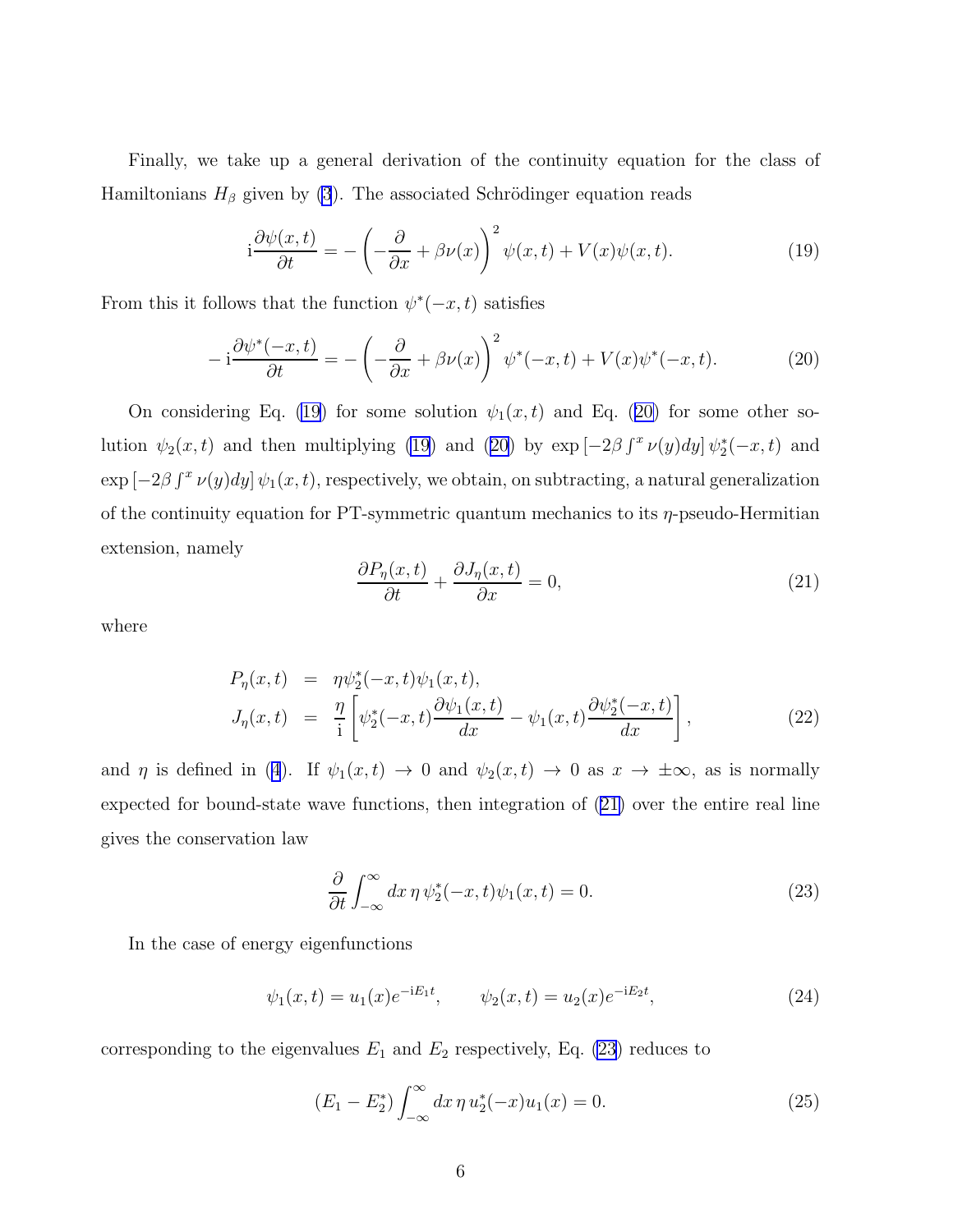Finally, we take up a general derivation of the continuity equation for the class of Hamiltonians $H_\beta$ given by (3). The associated Schrödinger equation reads

$$
\mathrm{i}\frac{\partial \psi(x,t)}{\partial t} = -\left(-\frac{\partial}{\partial x} + \beta\nu(x)\right)^2 \psi(x,t) + V(x)\psi(x,t). \tag{19}
$$

From this it follows that the function $\psi^*(-x,t)$ satisfies

$$
-\mathrm{i}\frac{\partial \psi^*(-x,t)}{\partial t} = -\left(-\frac{\partial}{\partial x} + \beta\nu(x)\right)^2 \psi^*(-x,t) + V(x)\psi^*(-x,t). \tag{20}
$$

On considering Eq. (19) for some solution $\psi_1(x,t)$ and Eq. (20) for some other solution $\psi_2(x,t)$ and then multiplying (19) and (20) by $\exp\left[-2\beta\int^x \nu(y)dy\right]\psi_2^*(-x,t)$ and $\exp\left[-2\beta\int^x \nu(y)dy\right]\psi_1(x,t)$, respectively, we obtain, on subtracting, a natural generalization of the continuity equation for PT-symmetric quantum mechanics to its $\eta$-pseudo-Hermitian extension, namely

$$
\frac{\partial P_\eta(x,t)}{\partial t} + \frac{\partial J_\eta(x,t)}{\partial x} = 0, \tag{21}
$$

where

$$
\begin{aligned}
P_\eta(x,t) &= \eta\psi_2^*(-x,t)\psi_1(x,t), \\
J_\eta(x,t) &= \frac{\eta}{\mathrm{i}}\left[\psi_2^*(-x,t)\frac{\partial \psi_1(x,t)}{dx} - \psi_1(x,t)\frac{\partial \psi_2^*(-x,t)}{dx}\right],
\end{aligned} \tag{22}
$$

and $\eta$ is defined in (4). If $\psi_1(x,t) \to 0$ and $\psi_2(x,t) \to 0$ as $x \to \pm\infty$, as is normally expected for bound-state wave functions, then integration of (21) over the entire real line gives the conservation law

$$
\frac{\partial}{\partial t}\int_{-\infty}^{\infty} dx\, \eta\, \psi_2^*(-x,t)\psi_1(x,t) = 0. \tag{23}
$$

In the case of energy eigenfunctions

$$
\psi_1(x,t) = u_1(x)e^{-\mathrm{i}E_1 t}, \qquad \psi_2(x,t) = u_2(x)e^{-\mathrm{i}E_2 t}, \tag{24}
$$

corresponding to the eigenvalues $E_1$ and $E_2$ respectively, Eq. (23) reduces to

$$
(E_1 - E_2^*)\int_{-\infty}^{\infty} dx\, \eta\, u_2^*(-x)u_1(x) = 0. \tag{25}
$$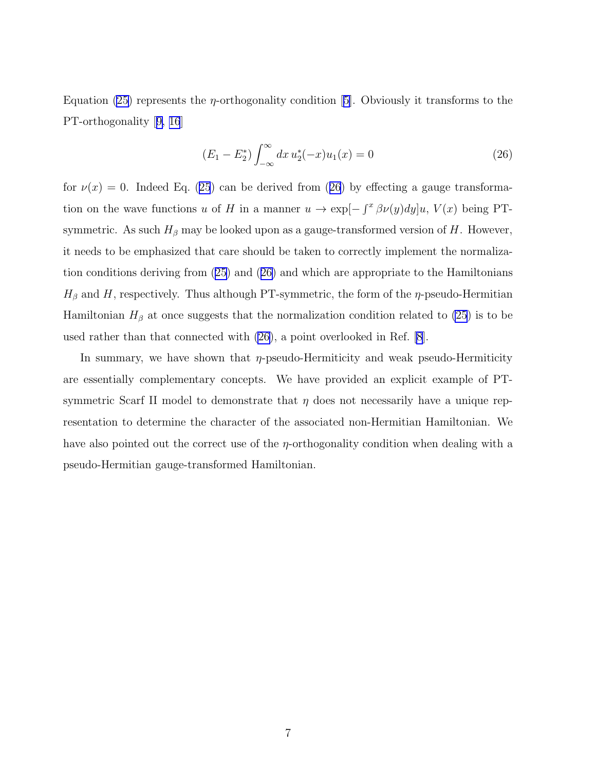Equation (25) represents the $\eta$-orthogonality condition [5]. Obviously it transforms to the PT-orthogonality [9, 16]

$$(E_1 - E_2^*) \int_{-\infty}^{\infty} dx\, u_2^*(-x) u_1(x) = 0 \tag{26}$$

for $\nu(x) = 0$. Indeed Eq. (25) can be derived from (26) by effecting a gauge transformation on the wave functions $u$ of $H$ in a manner $u \rightarrow \exp[-\int^x \beta\nu(y)dy]u$, $V(x)$ being PT-symmetric. As such $H_\beta$ may be looked upon as a gauge-transformed version of $H$. However, it needs to be emphasized that care should be taken to correctly implement the normalization conditions deriving from (25) and (26) and which are appropriate to the Hamiltonians $H_\beta$ and $H$, respectively. Thus although PT-symmetric, the form of the $\eta$-pseudo-Hermitian Hamiltonian $H_\beta$ at once suggests that the normalization condition related to (25) is to be used rather than that connected with (26), a point overlooked in Ref. [8].

In summary, we have shown that $\eta$-pseudo-Hermiticity and weak pseudo-Hermiticity are essentially complementary concepts. We have provided an explicit example of PT-symmetric Scarf II model to demonstrate that $\eta$ does not necessarily have a unique representation to determine the character of the associated non-Hermitian Hamiltonian. We have also pointed out the correct use of the $\eta$-orthogonality condition when dealing with a pseudo-Hermitian gauge-transformed Hamiltonian.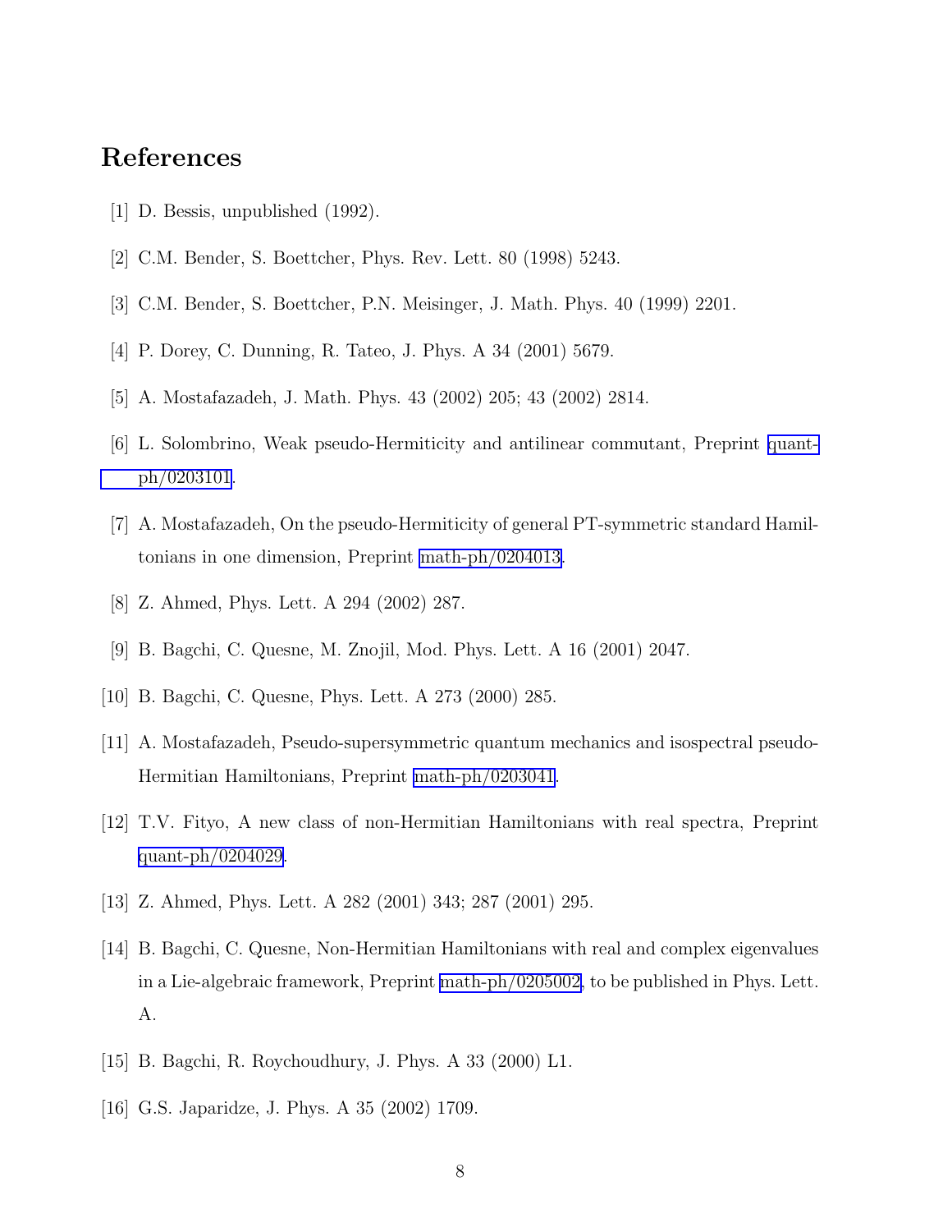# References

[1] D. Bessis, unpublished (1992).

[2] C.M. Bender, S. Boettcher, Phys. Rev. Lett. 80 (1998) 5243.

[3] C.M. Bender, S. Boettcher, P.N. Meisinger, J. Math. Phys. 40 (1999) 2201.

[4] P. Dorey, C. Dunning, R. Tateo, J. Phys. A 34 (2001) 5679.

[5] A. Mostafazadeh, J. Math. Phys. 43 (2002) 205; 43 (2002) 2814.

[6] L. Solombrino, Weak pseudo-Hermiticity and antilinear commutant, Preprint quant-ph/0203101.

[7] A. Mostafazadeh, On the pseudo-Hermiticity of general PT-symmetric standard Hamiltonians in one dimension, Preprint math-ph/0204013.

[8] Z. Ahmed, Phys. Lett. A 294 (2002) 287.

[9] B. Bagchi, C. Quesne, M. Znojil, Mod. Phys. Lett. A 16 (2001) 2047.

[10] B. Bagchi, C. Quesne, Phys. Lett. A 273 (2000) 285.

[11] A. Mostafazadeh, Pseudo-supersymmetric quantum mechanics and isospectral pseudo-Hermitian Hamiltonians, Preprint math-ph/0203041.

[12] T.V. Fityo, A new class of non-Hermitian Hamiltonians with real spectra, Preprint quant-ph/0204029.

[13] Z. Ahmed, Phys. Lett. A 282 (2001) 343; 287 (2001) 295.

[14] B. Bagchi, C. Quesne, Non-Hermitian Hamiltonians with real and complex eigenvalues in a Lie-algebraic framework, Preprint math-ph/0205002, to be published in Phys. Lett. A.

[15] B. Bagchi, R. Roychoudhury, J. Phys. A 33 (2000) L1.

[16] G.S. Japaridze, J. Phys. A 35 (2002) 1709.